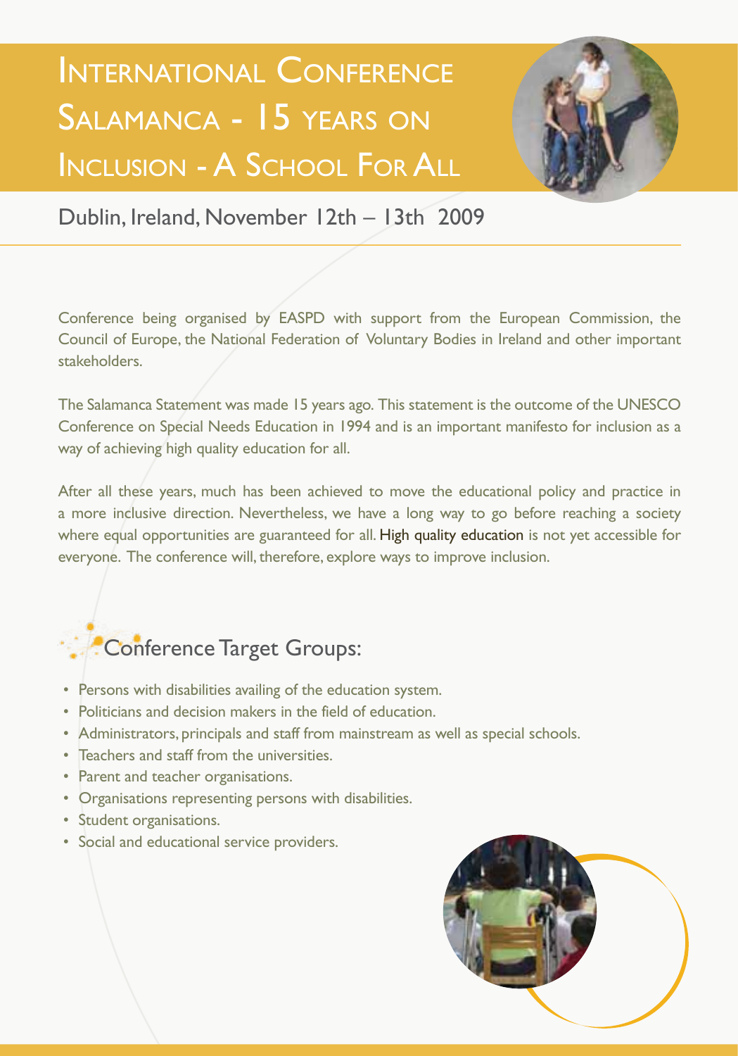# International Conference Salamanca - 15 years on Inclusion - A School For All

Dublin, Ireland, November 12th – 13th 2009

Conference being organised by EASPD with support from the European Commission, the Council of Europe, the National Federation of Voluntary Bodies in Ireland and other important stakeholders.

The Salamanca Statement was made 15 years ago. This statement is the outcome of the UNESCO Conference on Special Needs Education in 1994 and is an important manifesto for inclusion as a way of achieving high quality education for all.

After all these years, much has been achieved to move the educational policy and practice in a more inclusive direction. Nevertheless, we have a long way to go before reaching a society where equal opportunities are guaranteed for all. High quality education is not yet accessible for everyone. The conference will, therefore, explore ways to improve inclusion.

## Conference Target Groups:

- Persons with disabilities availing of the education system.
- Politicians and decision makers in the field of education.
- Administrators, principals and staff from mainstream as well as special schools.
- Teachers and staff from the universities.
- Parent and teacher organisations.
- Organisations representing persons with disabilities.
- Student organisations.
- Social and educational service providers.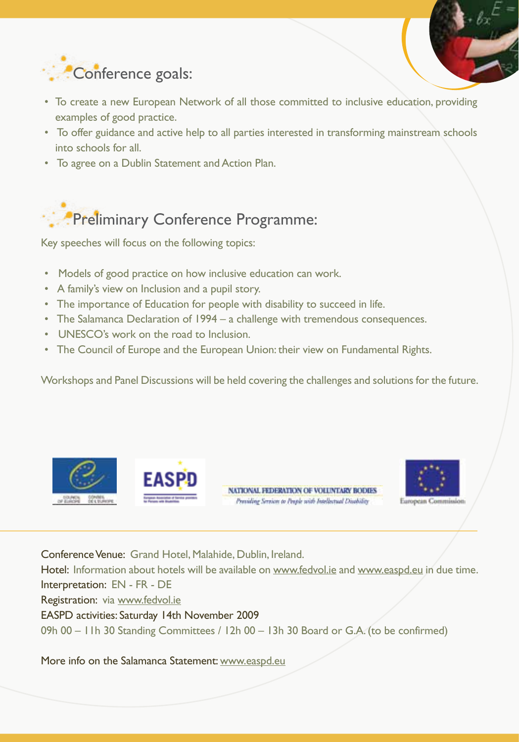## Conference goals:

- To create a new European Network of all those committed to inclusive education, providing examples of good practice.
- To offer guidance and active help to all parties interested in transforming mainstream schools into schools for all.
- To agree on a Dublin Statement and Action Plan.

## Preliminary Conference Programme:

Key speeches will focus on the following topics:

- Models of good practice on how inclusive education can work.
- A family's view on Inclusion and a pupil story.
- The importance of Education for people with disability to succeed in life.
- The Salamanca Declaration of 1994 – a challenge with tremendous consequences.
- UNESCO's work on the road to Inclusion.
- The Council of Europe and the European Union: their view on Fundamental Rights.

Workshops and Panel Discussions will be held covering the challenges and solutions for the future.

COUNCIL OF EUROPE CONSEIL DE L'EUROPE

EASPD

NATIONAL FEDERATION OF VOLUNTARY BODIES
*Providing Services to People with Intellectual Disability*

European Commission

Conference Venue: Grand Hotel, Malahide, Dublin, Ireland.
Hotel: Information about hotels will be available on www.fedvol.ie and www.easpd.eu in due time.
Interpretation: EN - FR - DE
Registration: via www.fedvol.ie
EASPD activities: Saturday 14th November 2009
09h 00 – 11h 30 Standing Committees / 12h 00 – 13h 30 Board or G.A. (to be confirmed)

More info on the Salamanca Statement: www.easpd.eu